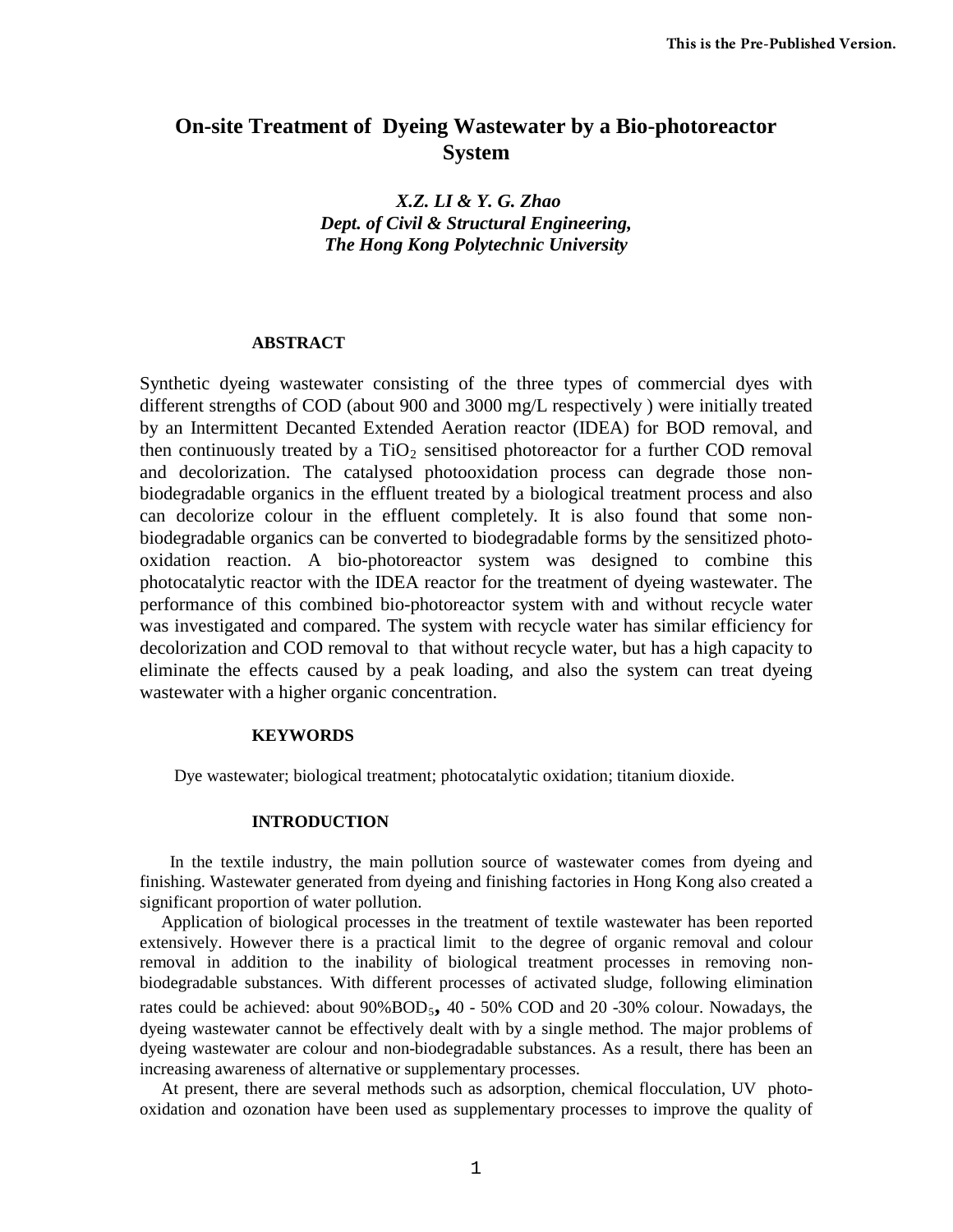This is the Pre-Published Version.

# On-site Treatment of Dyeing Wastewater by a Bio-photoreactor System

***X.Z. LI & Y. G. Zhao***
***Dept. of Civil & Structural Engineering,***
***The Hong Kong Polytechnic University***

## ABSTRACT

Synthetic dyeing wastewater consisting of the three types of commercial dyes with different strengths of COD (about 900 and 3000 mg/L respectively ) were initially treated by an Intermittent Decanted Extended Aeration reactor (IDEA) for BOD removal, and then continuously treated by a $TiO_2$ sensitised photoreactor for a further COD removal and decolorization. The catalysed photooxidation process can degrade those non-biodegradable organics in the effluent treated by a biological treatment process and also can decolorize colour in the effluent completely. It is also found that some non-biodegradable organics can be converted to biodegradable forms by the sensitized photo-oxidation reaction. A bio-photoreactor system was designed to combine this photocatalytic reactor with the IDEA reactor for the treatment of dyeing wastewater. The performance of this combined bio-photoreactor system with and without recycle water was investigated and compared. The system with recycle water has similar efficiency for decolorization and COD removal to that without recycle water, but has a high capacity to eliminate the effects caused by a peak loading, and also the system can treat dyeing wastewater with a higher organic concentration.

## KEYWORDS

Dye wastewater; biological treatment; photocatalytic oxidation; titanium dioxide.

## INTRODUCTION

In the textile industry, the main pollution source of wastewater comes from dyeing and finishing. Wastewater generated from dyeing and finishing factories in Hong Kong also created a significant proportion of water pollution.

Application of biological processes in the treatment of textile wastewater has been reported extensively. However there is a practical limit to the degree of organic removal and colour removal in addition to the inability of biological treatment processes in removing non-biodegradable substances. With different processes of activated sludge, following elimination rates could be achieved: about 90%$BOD_5$, 40 - 50% COD and 20 -30% colour. Nowadays, the dyeing wastewater cannot be effectively dealt with by a single method. The major problems of dyeing wastewater are colour and non-biodegradable substances. As a result, there has been an increasing awareness of alternative or supplementary processes.

At present, there are several methods such as adsorption, chemical flocculation, UV photo-oxidation and ozonation have been used as supplementary processes to improve the quality of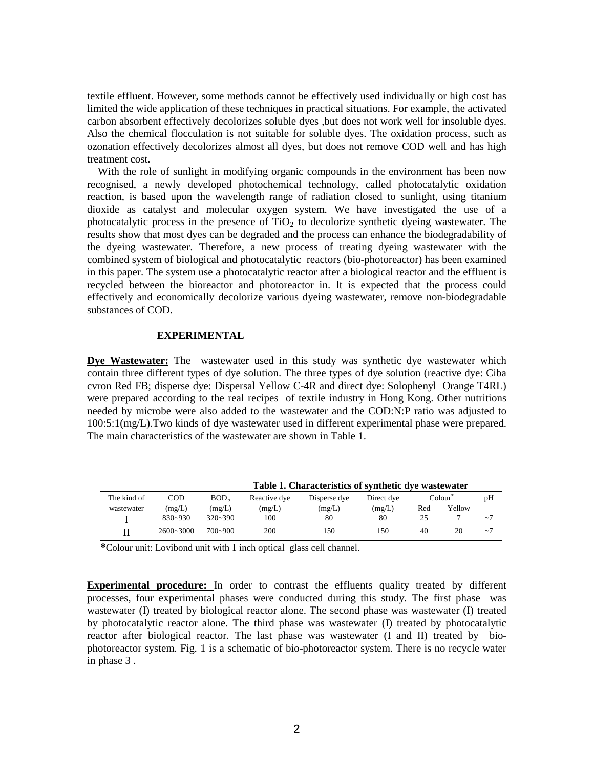textile effluent. However, some methods cannot be effectively used individually or high cost has limited the wide application of these techniques in practical situations. For example, the activated carbon absorbent effectively decolorizes soluble dyes ,but does not work well for insoluble dyes. Also the chemical flocculation is not suitable for soluble dyes. The oxidation process, such as ozonation effectively decolorizes almost all dyes, but does not remove COD well and has high treatment cost.

With the role of sunlight in modifying organic compounds in the environment has been now recognised, a newly developed photochemical technology, called photocatalytic oxidation reaction, is based upon the wavelength range of radiation closed to sunlight, using titanium dioxide as catalyst and molecular oxygen system. We have investigated the use of a photocatalytic process in the presence of $TiO_2$ to decolorize synthetic dyeing wastewater. The results show that most dyes can be degraded and the process can enhance the biodegradability of the dyeing wastewater. Therefore, a new process of treating dyeing wastewater with the combined system of biological and photocatalytic reactors (bio-photoreactor) has been examined in this paper. The system use a photocatalytic reactor after a biological reactor and the effluent is recycled between the bioreactor and photoreactor in. It is expected that the process could effectively and economically decolorize various dyeing wastewater, remove non-biodegradable substances of COD.

## EXPERIMENTAL

**Dye Wastewater:** The wastewater used in this study was synthetic dye wastewater which contain three different types of dye solution. The three types of dye solution (reactive dye: Ciba cvron Red FB; disperse dye: Dispersal Yellow C-4R and direct dye: Solophenyl Orange T4RL) were prepared according to the real recipes of textile industry in Hong Kong. Other nutritions needed by microbe were also added to the wastewater and the COD:N:P ratio was adjusted to 100:5:1(mg/L).Two kinds of dye wastewater used in different experimental phase were prepared. The main characteristics of the wastewater are shown in Table 1.

**Table 1. Characteristics of synthetic dye wastewater**

| The kind of wastewater | COD (mg/L) | $BOD_5$ (mg/L) | Reactive dye (mg/L) | Disperse dye (mg/L) | Direct dye (mg/L) | Colour* | | pH |
|---|---|---|---|---|---|---|---|---|
| | | | | | | Red | Yellow | |
| I | 830~930 | 320~390 | 100 | 80 | 80 | 25 | 7 | ~7 |
| II | 2600~3000 | 700~900 | 200 | 150 | 150 | 40 | 20 | ~7 |

*Colour unit: Lovibond unit with 1 inch optical glass cell channel.

**Experimental procedure:** In order to contrast the effluents quality treated by different processes, four experimental phases were conducted during this study. The first phase was wastewater (I) treated by biological reactor alone. The second phase was wastewater (I) treated by photocatalytic reactor alone. The third phase was wastewater (I) treated by photocatalytic reactor after biological reactor. The last phase was wastewater (I and II) treated by bio-photoreactor system. Fig. 1 is a schematic of bio-photoreactor system. There is no recycle water in phase 3 .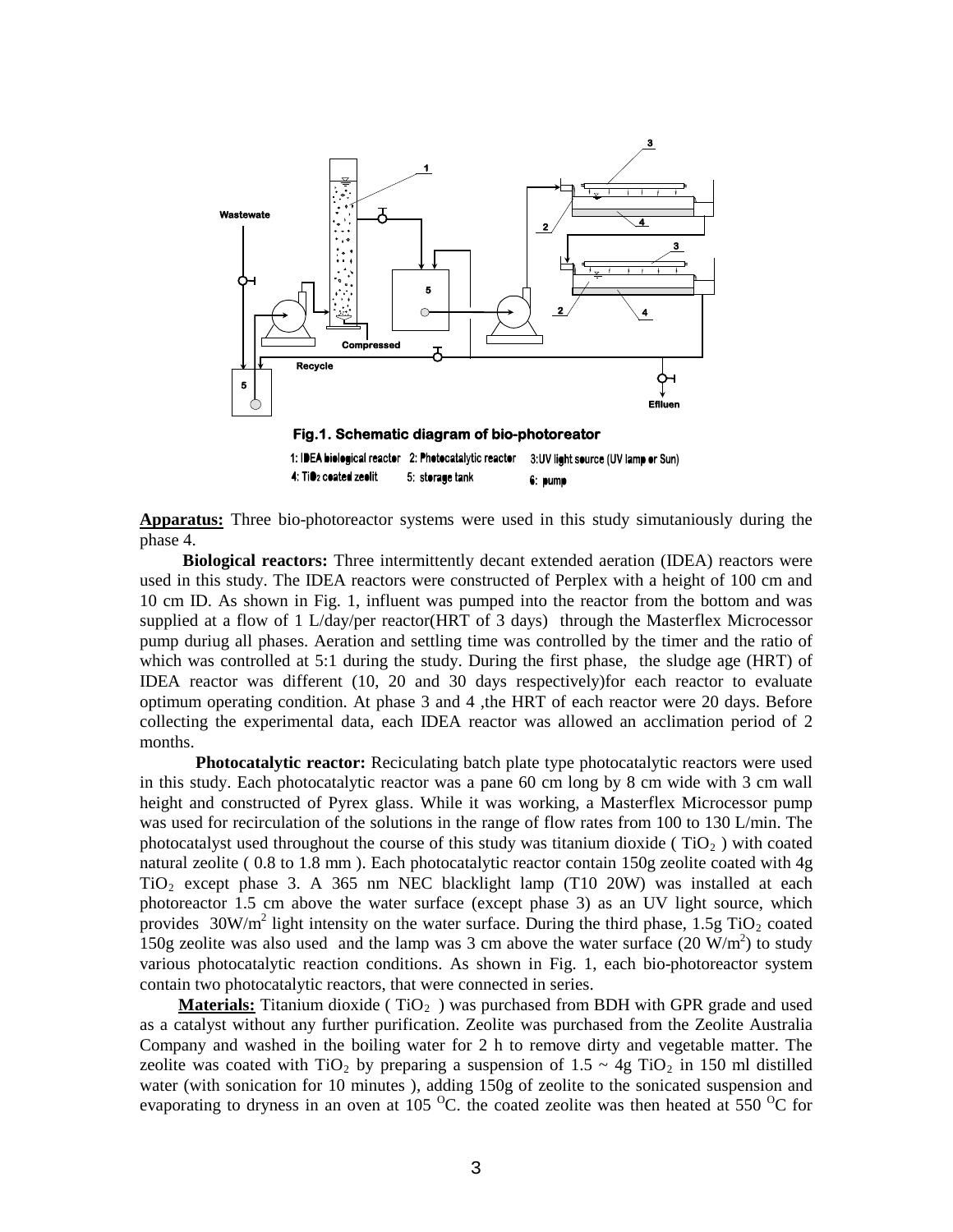**Fig.1. Schematic diagram of bio-photoreator**

1: IDEA biological reactor 2: Photocatalytic reactor 3:UV light source (UV lamp or Sun)
4: $TiO_2$ coated zeolit 5: storage tank 6: pump

**Apparatus:** Three bio-photoreactor systems were used in this study simutaniously during the phase 4.

**Biological reactors:** Three intermittently decant extended aeration (IDEA) reactors were used in this study. The IDEA reactors were constructed of Perplex with a height of 100 cm and 10 cm ID. As shown in Fig. 1, influent was pumped into the reactor from the bottom and was supplied at a flow of 1 L/day/per reactor(HRT of 3 days) through the Masterflex Microcessor pump duriug all phases. Aeration and settling time was controlled by the timer and the ratio of which was controlled at 5:1 during the study. During the first phase, the sludge age (HRT) of IDEA reactor was different (10, 20 and 30 days respectively)for each reactor to evaluate optimum operating condition. At phase 3 and 4 ,the HRT of each reactor were 20 days. Before collecting the experimental data, each IDEA reactor was allowed an acclimation period of 2 months.

**Photocatalytic reactor:** Reciculating batch plate type photocatalytic reactors were used in this study. Each photocatalytic reactor was a pane 60 cm long by 8 cm wide with 3 cm wall height and constructed of Pyrex glass. While it was working, a Masterflex Microcessor pump was used for recirculation of the solutions in the range of flow rates from 100 to 130 L/min. The photocatalyst used throughout the course of this study was titanium dioxide ( $TiO_2$ ) with coated natural zeolite ( 0.8 to 1.8 mm ). Each photocatalytic reactor contain 150g zeolite coated with 4g $TiO_2$ except phase 3. A 365 nm NEC blacklight lamp (T10 20W) was installed at each photoreactor 1.5 cm above the water surface (except phase 3) as an UV light source, which provides $30W/m^2$ light intensity on the water surface. During the third phase, 1.5g $TiO_2$ coated 150g zeolite was also used and the lamp was 3 cm above the water surface (20 $W/m^2$) to study various photocatalytic reaction conditions. As shown in Fig. 1, each bio-photoreactor system contain two photocatalytic reactors, that were connected in series.

**Materials:** Titanium dioxide ( $TiO_2$ ) was purchased from BDH with GPR grade and used as a catalyst without any further purification. Zeolite was purchased from the Zeolite Australia Company and washed in the boiling water for 2 h to remove dirty and vegetable matter. The zeolite was coated with $TiO_2$ by preparing a suspension of 1.5 ~ 4g $TiO_2$ in 150 ml distilled water (with sonication for 10 minutes ), adding 150g of zeolite to the sonicated suspension and evaporating to dryness in an oven at 105 $^{O}$C. the coated zeolite was then heated at 550 $^{O}$C for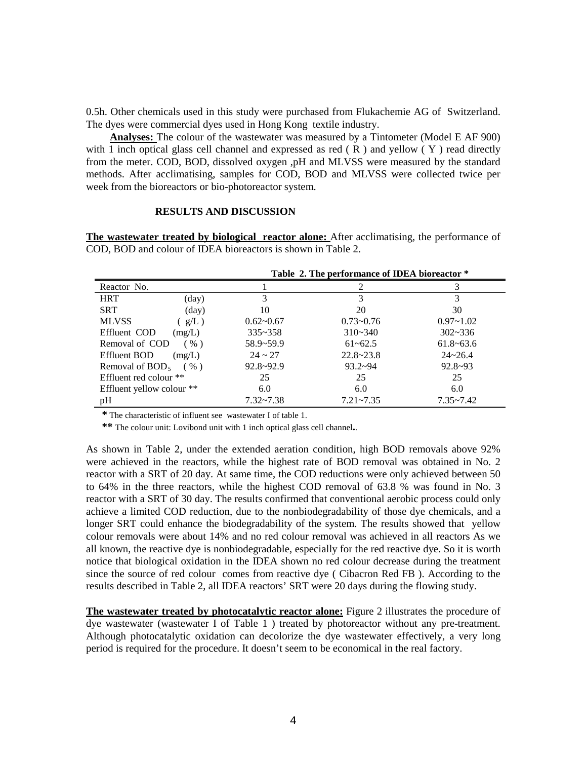0.5h. Other chemicals used in this study were purchased from Flukachemie AG of Switzerland. The dyes were commercial dyes used in Hong Kong textile industry.

**Analyses:** The colour of the wastewater was measured by a Tintometer (Model E AF 900) with 1 inch optical glass cell channel and expressed as red ( R ) and yellow ( Y ) read directly from the meter. COD, BOD, dissolved oxygen ,pH and MLVSS were measured by the standard methods. After acclimatising, samples for COD, BOD and MLVSS were collected twice per week from the bioreactors or bio-photoreactor system.

## RESULTS AND DISCUSSION

**The wastewater treated by biological reactor alone:** After acclimatising, the performance of COD, BOD and colour of IDEA bioreactors is shown in Table 2.

**Table 2. The performance of IDEA bioreactor \***

| Reactor No. | 1 | 2 | 3 |
|---|---|---|---|
| HRT (day) | 3 | 3 | 3 |
| SRT (day) | 10 | 20 | 30 |
| MLVSS ( g/L ) | 0.62~0.67 | 0.73~0.76 | 0.97~1.02 |
| Effluent COD (mg/L) | 335~358 | 310~340 | 302~336 |
| Removal of COD ( % ) | 58.9~59.9 | 61~62.5 | 61.8~63.6 |
| Effluent BOD (mg/L) | 24 ~ 27 | 22.8~23.8 | 24~26.4 |
| Removal of $BOD_5$ ( % ) | 92.8~92.9 | 93.2~94 | 92.8~93 |
| Effluent red colour ** | 25 | 25 | 25 |
| Effluent yellow colour ** | 6.0 | 6.0 | 6.0 |
| pH | 7.32~7.38 | 7.21~7.35 | 7.35~7.42 |

**\*** The characteristic of influent see wastewater I of table 1.

**\*\*** The colour unit: Lovibond unit with 1 inch optical glass cell channel**.**.

As shown in Table 2, under the extended aeration condition, high BOD removals above 92% were achieved in the reactors, while the highest rate of BOD removal was obtained in No. 2 reactor with a SRT of 20 day. At same time, the COD reductions were only achieved between 50 to 64% in the three reactors, while the highest COD removal of 63.8 % was found in No. 3 reactor with a SRT of 30 day. The results confirmed that conventional aerobic process could only achieve a limited COD reduction, due to the nonbiodegradability of those dye chemicals, and a longer SRT could enhance the biodegradability of the system. The results showed that yellow colour removals were about 14% and no red colour removal was achieved in all reactors As we all known, the reactive dye is nonbiodegradable, especially for the red reactive dye. So it is worth notice that biological oxidation in the IDEA shown no red colour decrease during the treatment since the source of red colour comes from reactive dye ( Cibacron Red FB ). According to the results described in Table 2, all IDEA reactors' SRT were 20 days during the flowing study.

**The wastewater treated by photocatalytic reactor alone:** Figure 2 illustrates the procedure of dye wastewater (wastewater I of Table 1 ) treated by photoreactor without any pre-treatment. Although photocatalytic oxidation can decolorize the dye wastewater effectively, a very long period is required for the procedure. It doesn't seem to be economical in the real factory.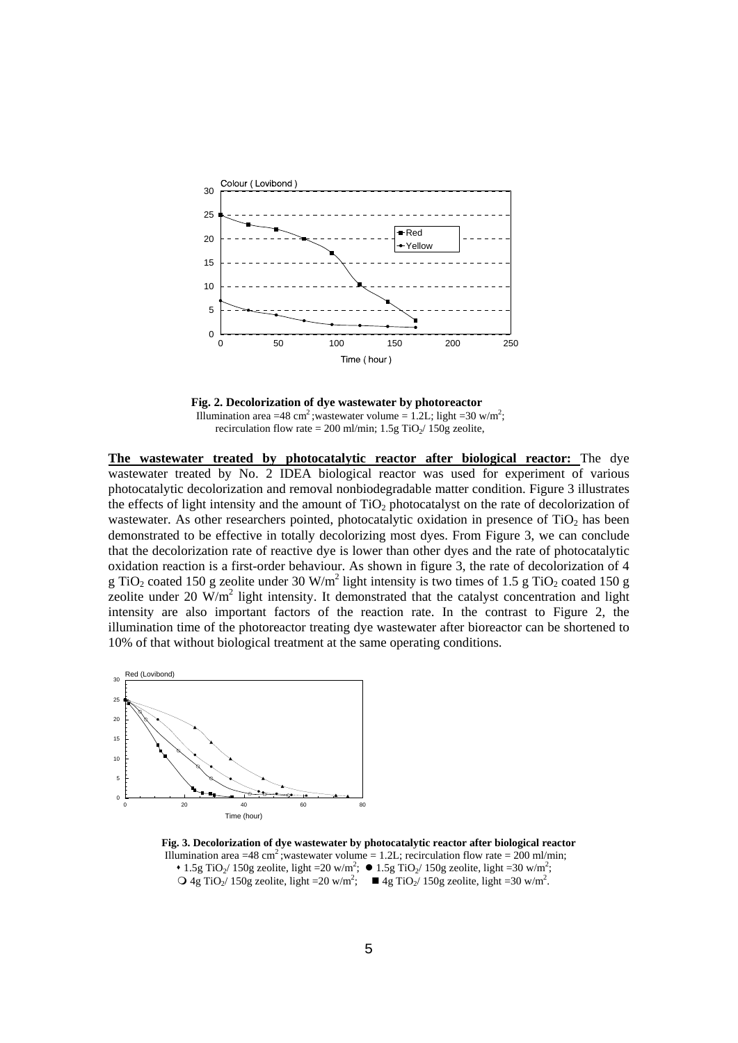**Fig. 2. Decolorization of dye wastewater by photoreactor**
Illumination area =48 $cm^2$;wastewater volume = 1.2L; light =30 $w/m^2$; recirculation flow rate = 200 ml/min; 1.5g $TiO_2$/ 150g zeolite,

**The wastewater treated by photocatalytic reactor after biological reactor:** The dye wastewater treated by No. 2 IDEA biological reactor was used for experiment of various photocatalytic decolorization and removal nonbiodegradable matter condition. Figure 3 illustrates the effects of light intensity and the amount of $TiO_2$ photocatalyst on the rate of decolorization of wastewater. As other researchers pointed, photocatalytic oxidation in presence of $TiO_2$ has been demonstrated to be effective in totally decolorizing most dyes. From Figure 3, we can conclude that the decolorization rate of reactive dye is lower than other dyes and the rate of photocatalytic oxidation reaction is a first-order behaviour. As shown in figure 3, the rate of decolorization of 4 g $TiO_2$ coated 150 g zeolite under 30 $W/m^2$ light intensity is two times of 1.5 g $TiO_2$ coated 150 g zeolite under 20 $W/m^2$ light intensity. It demonstrated that the catalyst concentration and light intensity are also important factors of the reaction rate. In the contrast to Figure 2, the illumination time of the photoreactor treating dye wastewater after bioreactor can be shortened to 10% of that without biological treatment at the same operating conditions.

**Fig. 3. Decolorization of dye wastewater by photocatalytic reactor after biological reactor**
Illumination area =48 $cm^2$;wastewater volume = 1.2L; recirculation flow rate = 200 ml/min;
♦ 1.5g $TiO_2$/ 150g zeolite, light =20 $w/m^2$; ● 1.5g $TiO_2$/ 150g zeolite, light =30 $w/m^2$;
○ 4g $TiO_2$/ 150g zeolite, light =20 $w/m^2$; ■ 4g $TiO_2$/ 150g zeolite, light =30 $w/m^2$.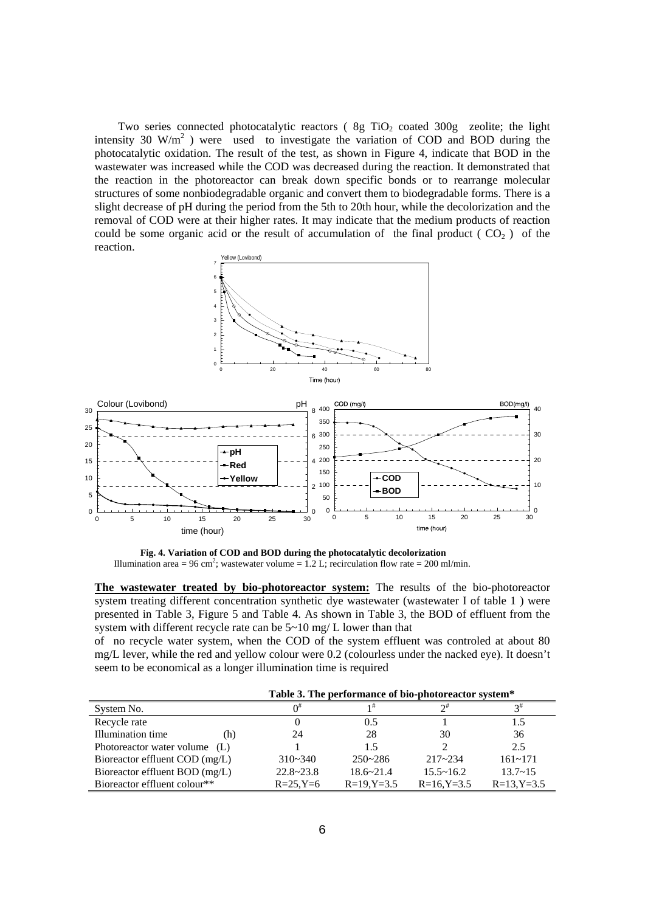Two series connected photocatalytic reactors ( 8g $TiO_2$ coated 300g zeolite; the light intensity 30 $W/m^2$ ) were used to investigate the variation of COD and BOD during the photocatalytic oxidation. The result of the test, as shown in Figure 4, indicate that BOD in the wastewater was increased while the COD was decreased during the reaction. It demonstrated that the reaction in the photoreactor can break down specific bonds or to rearrange molecular structures of some nonbiodegradable organic and convert them to biodegradable forms. There is a slight decrease of pH during the period from the 5th to 20th hour, while the decolorization and the removal of COD were at their higher rates. It may indicate that the medium products of reaction could be some organic acid or the result of accumulation of the final product ( $CO_2$ ) of the reaction.

**Fig. 4. Variation of COD and BOD during the photocatalytic decolorization**
Illumination area = 96 $cm^2$; wastewater volume = 1.2 L; recirculation flow rate = 200 ml/min.

**The wastewater treated by bio-photoreactor system:** The results of the bio-photoreactor system treating different concentration synthetic dye wastewater (wastewater I of table 1 ) were presented in Table 3, Figure 5 and Table 4. As shown in Table 3, the BOD of effluent from the system with different recycle rate can be 5~10 mg/ L lower than that of no recycle water system, when the COD of the system effluent was controled at about 80 mg/L lever, while the red and yellow colour were 0.2 (colourless under the nacked eye). It doesn't seem to be economical as a longer illumination time is required

**Table 3. The performance of bio-photoreactor system***

| System No. | 0# | 1# | 2# | 3# |
|---|---|---|---|---|
| Recycle rate | 0 | 0.5 | 1 | 1.5 |
| Illumination time (h) | 24 | 28 | 30 | 36 |
| Photoreactor water volume (L) | 1 | 1.5 | 2 | 2.5 |
| Bioreactor effluent COD (mg/L) | 310~340 | 250~286 | 217~234 | 161~171 |
| Bioreactor effluent BOD (mg/L) | 22.8~23.8 | 18.6~21.4 | 15.5~16.2 | 13.7~15 |
| Bioreactor effluent colour** | R=25,Y=6 | R=19,Y=3.5 | R=16,Y=3.5 | R=13,Y=3.5 |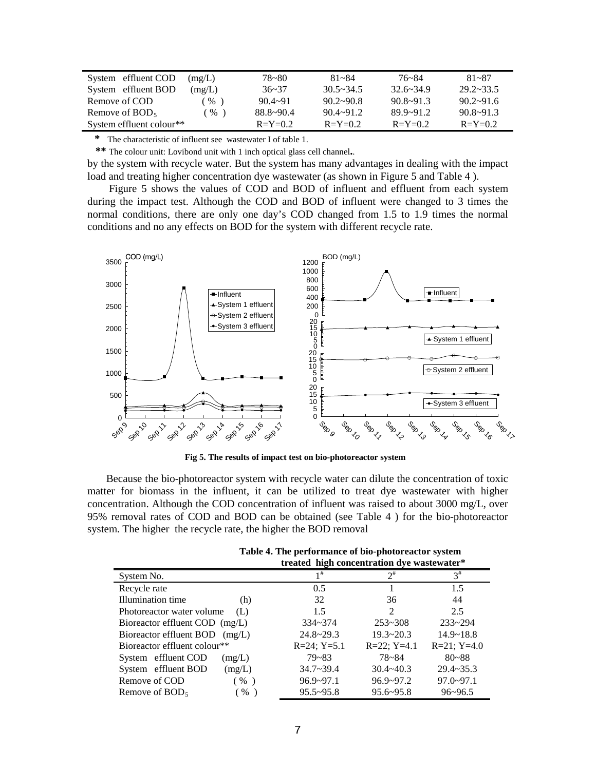| System effluent COD (mg/L) | 78~80 | 81~84 | 76~84 | 81~87 |
|---|---|---|---|---|
| System effluent BOD (mg/L) | 36~37 | 30.5~34.5 | 32.6~34.9 | 29.2~33.5 |
| Remove of COD ( % ) | 90.4~91 | 90.2~90.8 | 90.8~91.3 | 90.2~91.6 |
| Remove of $BOD_5$ ( % ) | 88.8~90.4 | 90.4~91.2 | 89.9~91.2 | 90.8~91.3 |
| System effluent colour** | R=Y=0.2 | R=Y=0.2 | R=Y=0.2 | R=Y=0.2 |

\* The characteristic of influent see wastewater I of table 1.

** The colour unit: Lovibond unit with 1 inch optical glass cell channel..

by the system with recycle water. But the system has many advantages in dealing with the impact load and treating higher concentration dye wastewater (as shown in Figure 5 and Table 4 ).

Figure 5 shows the values of COD and BOD of influent and effluent from each system during the impact test. Although the COD and BOD of influent were changed to 3 times the normal conditions, there are only one day's COD changed from 1.5 to 1.9 times the normal conditions and no any effects on BOD for the system with different recycle rate.

**Fig 5. The results of impact test on bio-photoreactor system**

Because the bio-photoreactor system with recycle water can dilute the concentration of toxic matter for biomass in the influent, it can be utilized to treat dye wastewater with higher concentration. Although the COD concentration of influent was raised to about 3000 mg/L, over 95% removal rates of COD and BOD can be obtained (see Table 4 ) for the bio-photoreactor system. The higher the recycle rate, the higher the BOD removal

**Table 4. The performance of bio-photoreactor system treated high concentration dye wastewater***

| System No. | 1[#] | 2[#] | 3[#] |
|---|---|---|---|
| Recycle rate | 0.5 | 1 | 1.5 |
| Illumination time (h) | 32 | 36 | 44 |
| Photoreactor water volume (L) | 1.5 | 2 | 2.5 |
| Bioreactor effluent COD (mg/L) | 334~374 | 253~308 | 233~294 |
| Bioreactor effluent BOD (mg/L) | 24.8~29.3 | 19.3~20.3 | 14.9~18.8 |
| Bioreactor effluent colour** | R=24; Y=5.1 | R=22; Y=4.1 | R=21; Y=4.0 |
| System effluent COD (mg/L) | 79~83 | 78~84 | 80~88 |
| System effluent BOD (mg/L) | 34.7~39.4 | 30.4~40.3 | 29.4~35.3 |
| Remove of COD ( % ) | 96.9~97.1 | 96.9~97.2 | 97.0~97.1 |
| Remove of $BOD_5$ ( % ) | 95.5~95.8 | 95.6~95.8 | 96~96.5 |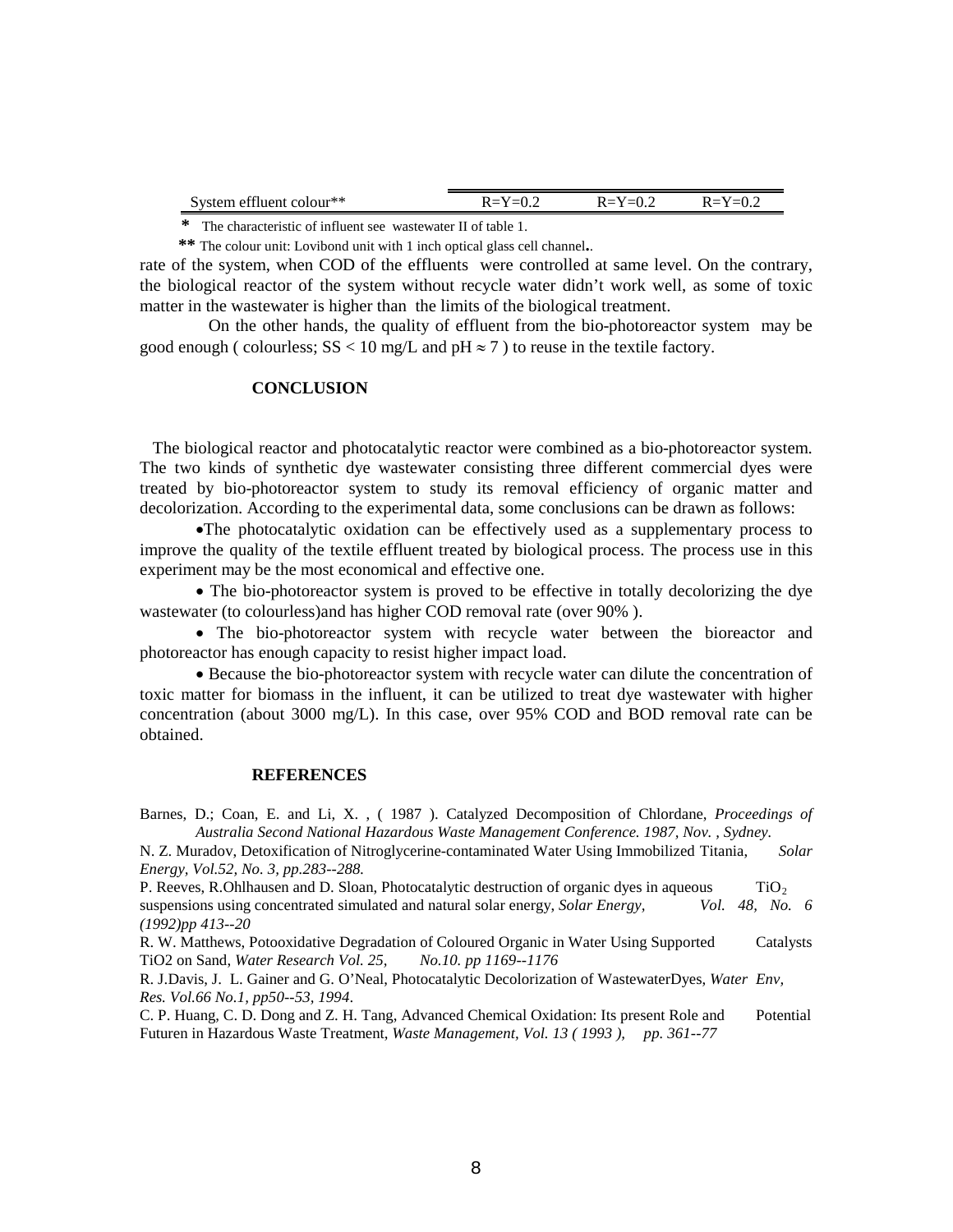| | | | |
|---|---|---|---|
| System effluent colour** | R=Y=0.2 | R=Y=0.2 | R=Y=0.2 |

\* The characteristic of influent see wastewater II of table 1.

\*\* The colour unit: Lovibond unit with 1 inch optical glass cell channel..

rate of the system, when COD of the effluents were controlled at same level. On the contrary, the biological reactor of the system without recycle water didn't work well, as some of toxic matter in the wastewater is higher than the limits of the biological treatment.

On the other hands, the quality of effluent from the bio-photoreactor system may be good enough ( colourless; SS < 10 mg/L and pH $\approx$ 7 ) to reuse in the textile factory.

## CONCLUSION

The biological reactor and photocatalytic reactor were combined as a bio-photoreactor system. The two kinds of synthetic dye wastewater consisting three different commercial dyes were treated by bio-photoreactor system to study its removal efficiency of organic matter and decolorization. According to the experimental data, some conclusions can be drawn as follows:

- The photocatalytic oxidation can be effectively used as a supplementary process to improve the quality of the textile effluent treated by biological process. The process use in this experiment may be the most economical and effective one.
- The bio-photoreactor system is proved to be effective in totally decolorizing the dye wastewater (to colourless)and has higher COD removal rate (over 90% ).
- The bio-photoreactor system with recycle water between the bioreactor and photoreactor has enough capacity to resist higher impact load.
- Because the bio-photoreactor system with recycle water can dilute the concentration of toxic matter for biomass in the influent, it can be utilized to treat dye wastewater with higher concentration (about 3000 mg/L). In this case, over 95% COD and BOD removal rate can be obtained.

## REFERENCES

Barnes, D.; Coan, E. and Li, X. , ( 1987 ). Catalyzed Decomposition of Chlordane, *Proceedings of Australia Second National Hazardous Waste Management Conference. 1987, Nov. , Sydney.*

N. Z. Muradov, Detoxification of Nitroglycerine-contaminated Water Using Immobilized Titania, *Solar Energy, Vol.52, No. 3, pp.283--288.*

P. Reeves, R.Ohlhausen and D. Sloan, Photocatalytic destruction of organic dyes in aqueous $TiO_2$ suspensions using concentrated simulated and natural solar energy, *Solar Energy, Vol. 48, No. 6 (1992)pp 413--20*

R. W. Matthews, Potooxidative Degradation of Coloured Organic in Water Using Supported Catalysts TiO2 on Sand, *Water Research Vol. 25, No.10. pp 1169--1176*

R. J.Davis, J. L. Gainer and G. O'Neal, Photocatalytic Decolorization of WastewaterDyes, *Water Env, Res. Vol.66 No.1, pp50--53, 1994*.

C. P. Huang, C. D. Dong and Z. H. Tang, Advanced Chemical Oxidation: Its present Role and Potential Futuren in Hazardous Waste Treatment, *Waste Management, Vol. 13 ( 1993 ), pp. 361--77*